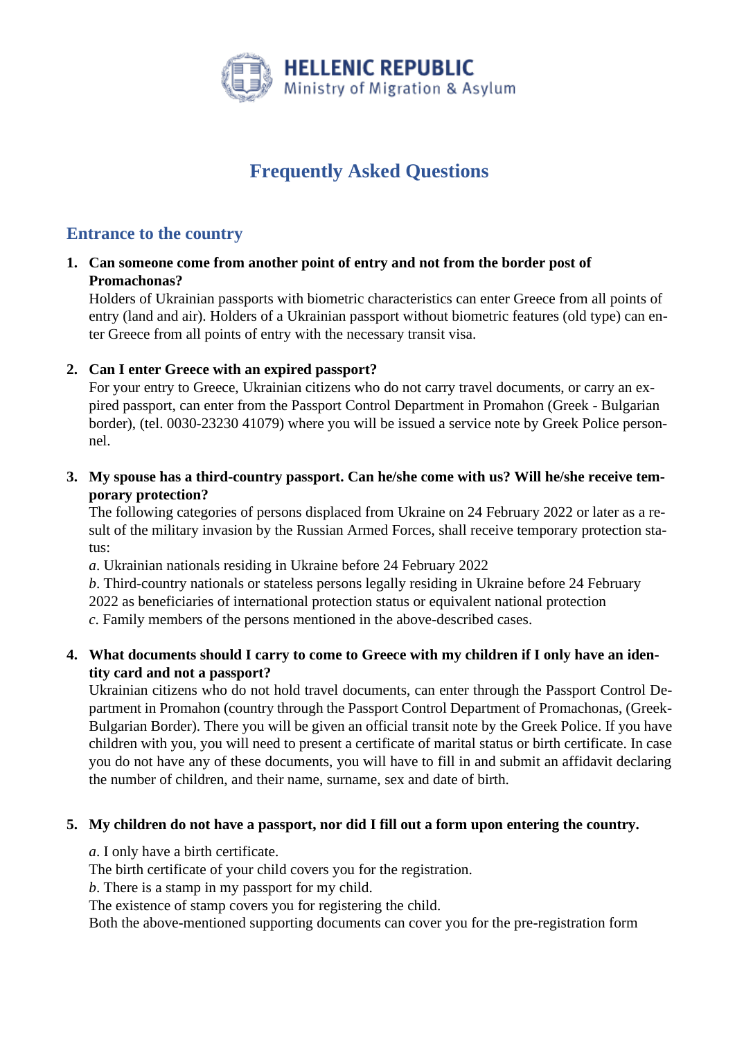HELLENIC REPUBLIC
Ministry of Migration & Asylum

# Frequently Asked Questions

## Entrance to the country

1. **Can someone come from another point of entry and not from the border post of Promachonas?**
   Holders of Ukrainian passports with biometric characteristics can enter Greece from all points of entry (land and air). Holders of a Ukrainian passport without biometric features (old type) can enter Greece from all points of entry with the necessary transit visa.

2. **Can I enter Greece with an expired passport?**
   For your entry to Greece, Ukrainian citizens who do not carry travel documents, or carry an expired passport, can enter from the Passport Control Department in Promahon (Greek - Bulgarian border), (tel. 0030-23230 41079) where you will be issued a service note by Greek Police personnel.

3. **My spouse has a third-country passport. Can he/she come with us? Will he/she receive temporary protection?**
   The following categories of persons displaced from Ukraine on 24 February 2022 or later as a result of the military invasion by the Russian Armed Forces, shall receive temporary protection status:
   *a*. Ukrainian nationals residing in Ukraine before 24 February 2022
   *b*. Third-country nationals or stateless persons legally residing in Ukraine before 24 February 2022 as beneficiaries of international protection status or equivalent national protection
   *c*. Family members of the persons mentioned in the above-described cases.

4. **What documents should I carry to come to Greece with my children if I only have an identity card and not a passport?**
   Ukrainian citizens who do not hold travel documents, can enter through the Passport Control Department in Promahon (country through the Passport Control Department of Promachonas, (Greek-Bulgarian Border). There you will be given an official transit note by the Greek Police. If you have children with you, you will need to present a certificate of marital status or birth certificate. In case you do not have any of these documents, you will have to fill in and submit an affidavit declaring the number of children, and their name, surname, sex and date of birth.

5. **My children do not have a passport, nor did I fill out a form upon entering the country.**

   *a*. I only have a birth certificate.
   The birth certificate of your child covers you for the registration.
   *b*. There is a stamp in my passport for my child.
   The existence of stamp covers you for registering the child.
   Both the above-mentioned supporting documents can cover you for the pre-registration form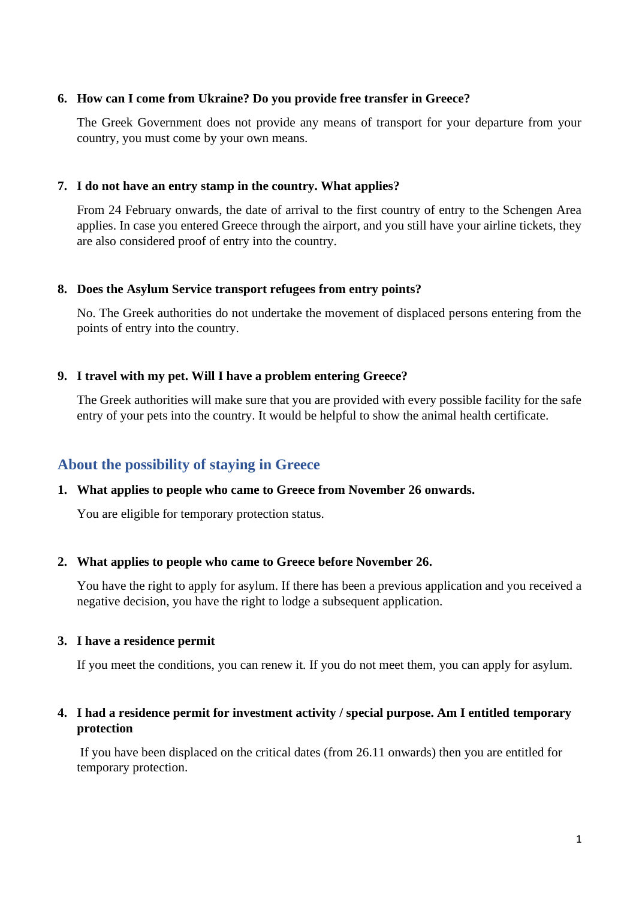6. **How can I come from Ukraine? Do you provide free transfer in Greece?**

   The Greek Government does not provide any means of transport for your departure from your country, you must come by your own means.

7. **I do not have an entry stamp in the country. What applies?**

   From 24 February onwards, the date of arrival to the first country of entry to the Schengen Area applies. In case you entered Greece through the airport, and you still have your airline tickets, they are also considered proof of entry into the country.

8. **Does the Asylum Service transport refugees from entry points?**

   No. The Greek authorities do not undertake the movement of displaced persons entering from the points of entry into the country.

9. **I travel with my pet. Will I have a problem entering Greece?**

   The Greek authorities will make sure that you are provided with every possible facility for the safe entry of your pets into the country. It would be helpful to show the animal health certificate.

## About the possibility of staying in Greece

1. **What applies to people who came to Greece from November 26 onwards.**

   You are eligible for temporary protection status.

2. **What applies to people who came to Greece before November 26.**

   You have the right to apply for asylum. If there has been a previous application and you received a negative decision, you have the right to lodge a subsequent application.

3. **I have a residence permit**

   If you meet the conditions, you can renew it. If you do not meet them, you can apply for asylum.

4. **I had a residence permit for investment activity / special purpose. Am I entitled temporary protection**

   If you have been displaced on the critical dates (from 26.11 onwards) then you are entitled for temporary protection.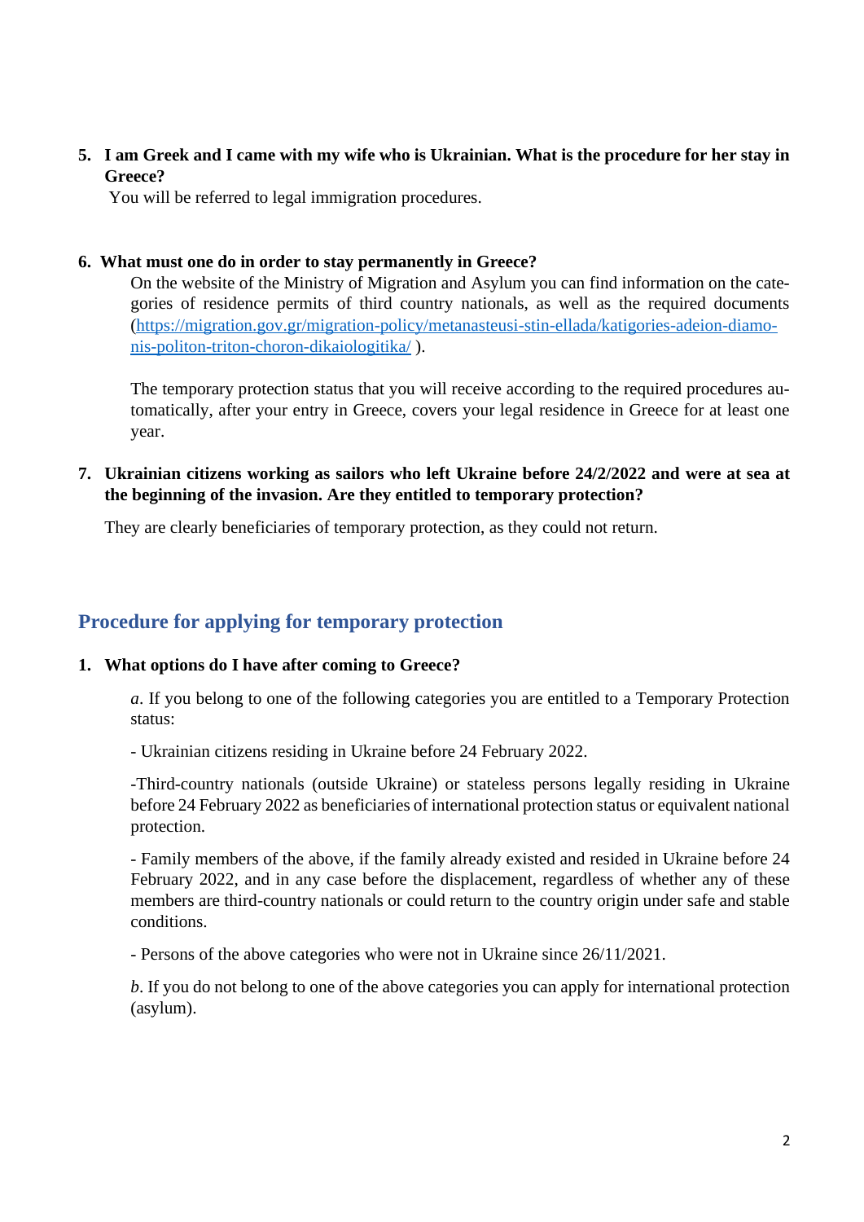5. **I am Greek and I came with my wife who is Ukrainian. What is the procedure for her stay in Greece?**

   You will be referred to legal immigration procedures.

6. **What must one do in order to stay permanently in Greece?**

   On the website of the Ministry of Migration and Asylum you can find information on the categories of residence permits of third country nationals, as well as the required documents ([https://migration.gov.gr/migration-policy/metanasteusi-stin-ellada/katigories-adeion-diamonis-politon-triton-choron-dikaiologitika/](https://migration.gov.gr/migration-policy/metanasteusi-stin-ellada/katigories-adeion-diamonis-politon-triton-choron-dikaiologitika/) ).

   The temporary protection status that you will receive according to the required procedures automatically, after your entry in Greece, covers your legal residence in Greece for at least one year.

7. **Ukrainian citizens working as sailors who left Ukraine before 24/2/2022 and were at sea at the beginning of the invasion. Are they entitled to temporary protection?**

   They are clearly beneficiaries of temporary protection, as they could not return.

## Procedure for applying for temporary protection

1. **What options do I have after coming to Greece?**

   *a*. If you belong to one of the following categories you are entitled to a Temporary Protection status:

   - Ukrainian citizens residing in Ukraine before 24 February 2022.

   -Third-country nationals (outside Ukraine) or stateless persons legally residing in Ukraine before 24 February 2022 as beneficiaries of international protection status or equivalent national protection.

   - Family members of the above, if the family already existed and resided in Ukraine before 24 February 2022, and in any case before the displacement, regardless of whether any of these members are third-country nationals or could return to the country origin under safe and stable conditions.

   - Persons of the above categories who were not in Ukraine since 26/11/2021.

   *b*. If you do not belong to one of the above categories you can apply for international protection (asylum).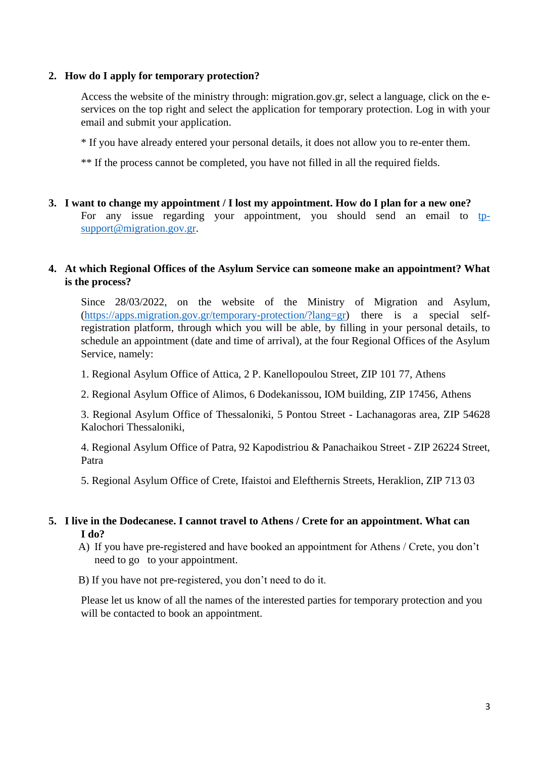## 2. How do I apply for temporary protection?

Access the website of the ministry through: migration.gov.gr, select a language, click on the e-services on the top right and select the application for temporary protection. Log in with your email and submit your application.

* If you have already entered your personal details, it does not allow you to re-enter them.

** If the process cannot be completed, you have not filled in all the required fields.

## 3. I want to change my appointment / I lost my appointment. How do I plan for a new one?

For any issue regarding your appointment, you should send an email to tp-support@migration.gov.gr.

## 4. At which Regional Offices of the Asylum Service can someone make an appointment? What is the process?

Since 28/03/2022, on the website of the Ministry of Migration and Asylum, (https://apps.migration.gov.gr/temporary-protection/?lang=gr) there is a special self-registration platform, through which you will be able, by filling in your personal details, to schedule an appointment (date and time of arrival), at the four Regional Offices of the Asylum Service, namely:

1. Regional Asylum Office of Attica, 2 P. Kanellopoulou Street, ZIP 101 77, Athens

2. Regional Asylum Office of Alimos, 6 Dodekanissou, IOM building, ZIP 17456, Athens

3. Regional Asylum Office of Thessaloniki, 5 Pontou Street - Lachanagoras area, ZIP 54628 Kalochori Thessaloniki,

4. Regional Asylum Office of Patra, 92 Kapodistriou & Panachaikou Street - ZIP 26224 Street, Patra

5. Regional Asylum Office of Crete, Ifaistoi and Elefthernis Streets, Heraklion, ZIP 713 03

## 5. I live in the Dodecanese. I cannot travel to Athens / Crete for an appointment. What can I do?

A) If you have pre-registered and have booked an appointment for Athens / Crete, you don't need to go to your appointment.

B) If you have not pre-registered, you don't need to do it.

Please let us know of all the names of the interested parties for temporary protection and you will be contacted to book an appointment.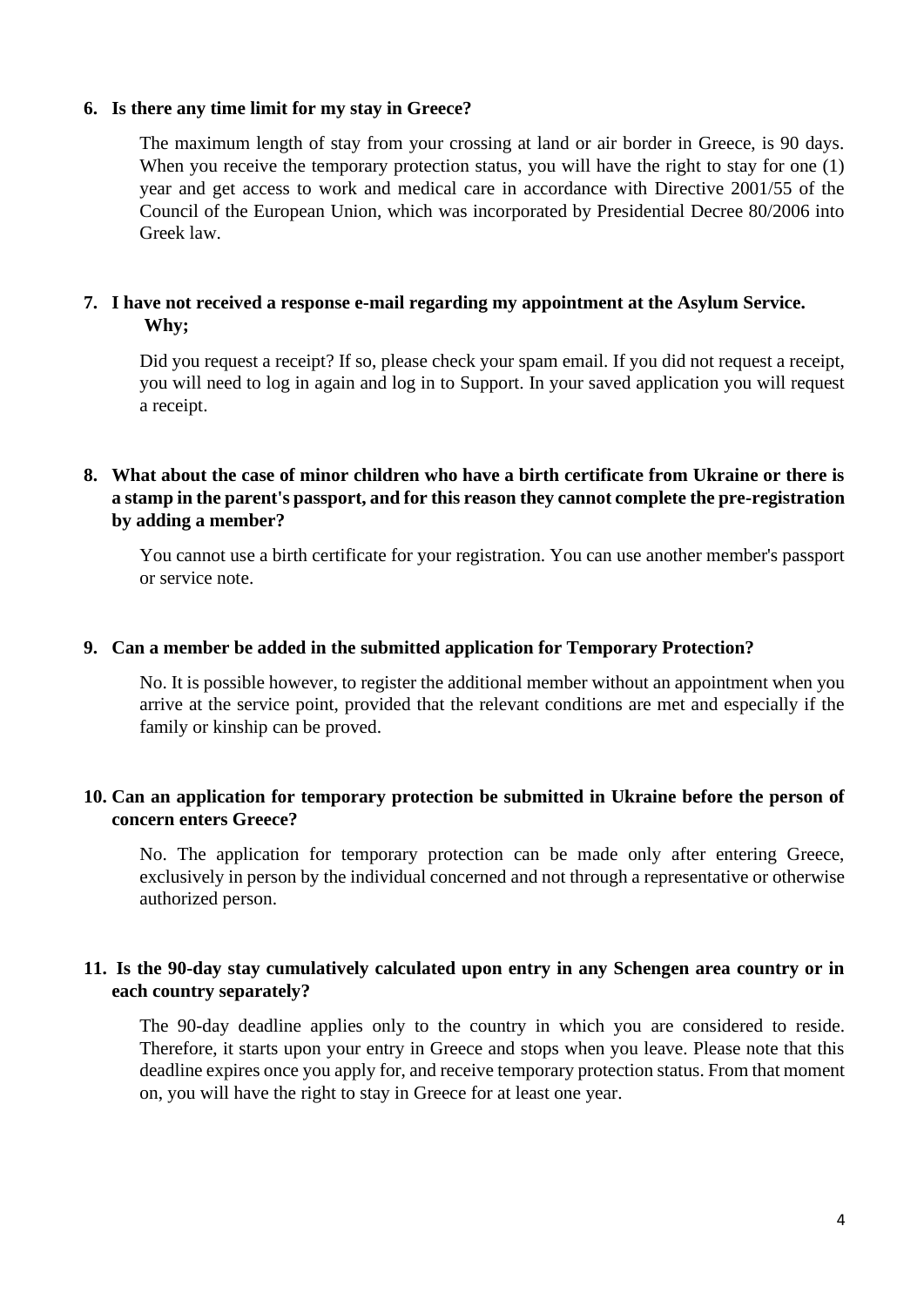**6. Is there any time limit for my stay in Greece?**

The maximum length of stay from your crossing at land or air border in Greece, is 90 days. When you receive the temporary protection status, you will have the right to stay for one (1) year and get access to work and medical care in accordance with Directive 2001/55 of the Council of the European Union, which was incorporated by Presidential Decree 80/2006 into Greek law.

**7. I have not received a response e-mail regarding my appointment at the Asylum Service. Why;**

Did you request a receipt? If so, please check your spam email. If you did not request a receipt, you will need to log in again and log in to Support. In your saved application you will request a receipt.

**8. What about the case of minor children who have a birth certificate from Ukraine or there is a stamp in the parent's passport, and for this reason they cannot complete the pre-registration by adding a member?**

You cannot use a birth certificate for your registration. You can use another member's passport or service note.

**9. Can a member be added in the submitted application for Temporary Protection?**

No. It is possible however, to register the additional member without an appointment when you arrive at the service point, provided that the relevant conditions are met and especially if the family or kinship can be proved.

**10. Can an application for temporary protection be submitted in Ukraine before the person of concern enters Greece?**

No. The application for temporary protection can be made only after entering Greece, exclusively in person by the individual concerned and not through a representative or otherwise authorized person.

**11. Is the 90-day stay cumulatively calculated upon entry in any Schengen area country or in each country separately?**

The 90-day deadline applies only to the country in which you are considered to reside. Therefore, it starts upon your entry in Greece and stops when you leave. Please note that this deadline expires once you apply for, and receive temporary protection status. From that moment on, you will have the right to stay in Greece for at least one year.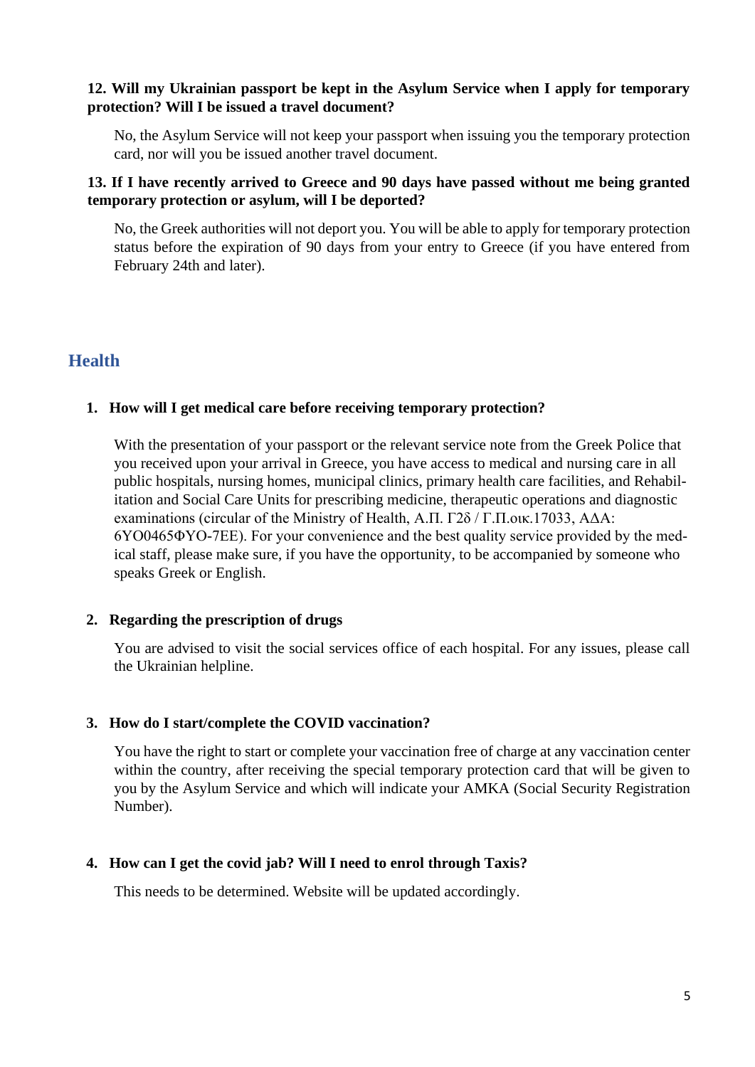**12. Will my Ukrainian passport be kept in the Asylum Service when I apply for temporary protection? Will I be issued a travel document?**

No, the Asylum Service will not keep your passport when issuing you the temporary protection card, nor will you be issued another travel document.

**13. If I have recently arrived to Greece and 90 days have passed without me being granted temporary protection or asylum, will I be deported?**

No, the Greek authorities will not deport you. You will be able to apply for temporary protection status before the expiration of 90 days from your entry to Greece (if you have entered from February 24th and later).

## Health

1. **How will I get medical care before receiving temporary protection?**

   With the presentation of your passport or the relevant service note from the Greek Police that you received upon your arrival in Greece, you have access to medical and nursing care in all public hospitals, nursing homes, municipal clinics, primary health care facilities, and Rehabilitation and Social Care Units for prescribing medicine, therapeutic operations and diagnostic examinations (circular of the Ministry of Health, Α.Π. Γ2δ / Γ.Π.οικ.17033, ΑΔΑ: 6ΥΟ0465ΦΥΟ-7ΕΕ). For your convenience and the best quality service provided by the medical staff, please make sure, if you have the opportunity, to be accompanied by someone who speaks Greek or English.

2. **Regarding the prescription of drugs**

   You are advised to visit the social services office of each hospital. For any issues, please call the Ukrainian helpline.

3. **How do I start/complete the COVID vaccination?**

   You have the right to start or complete your vaccination free of charge at any vaccination center within the country, after receiving the special temporary protection card that will be given to you by the Asylum Service and which will indicate your AMKA (Social Security Registration Number).

4. **How can I get the covid jab? Will I need to enrol through Taxis?**

   This needs to be determined. Website will be updated accordingly.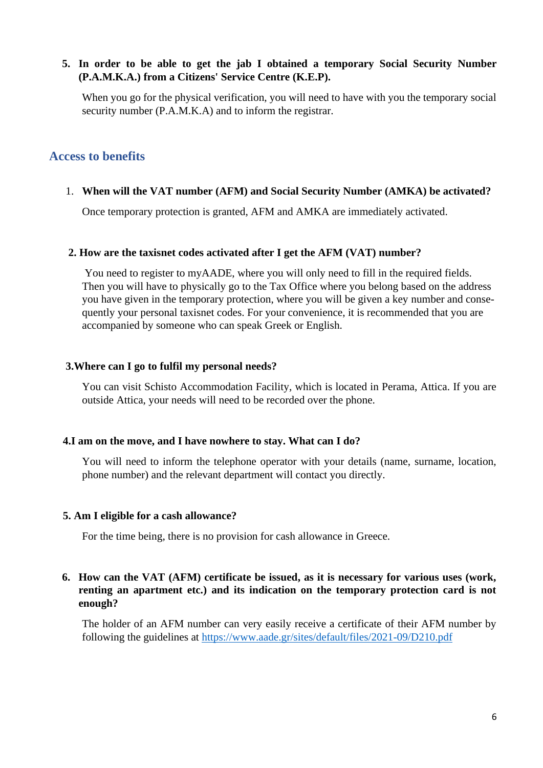5. **In order to be able to get the jab I obtained a temporary Social Security Number (P.A.M.K.A.) from a Citizens' Service Centre (K.E.P).**

   When you go for the physical verification, you will need to have with you the temporary social security number (P.A.M.K.A) and to inform the registrar.

## Access to benefits

1. **When will the VAT number (AFM) and Social Security Number (AMKA) be activated?**

   Once temporary protection is granted, AFM and AMKA are immediately activated.

2. **How are the taxisnet codes activated after I get the AFM (VAT) number?**

   You need to register to myAADE, where you will only need to fill in the required fields. Then you will have to physically go to the Tax Office where you belong based on the address you have given in the temporary protection, where you will be given a key number and consequently your personal taxisnet codes. For your convenience, it is recommended that you are accompanied by someone who can speak Greek or English.

3. **Where can I go to fulfil my personal needs?**

   You can visit Schisto Accommodation Facility, which is located in Perama, Attica. If you are outside Attica, your needs will need to be recorded over the phone.

4. **I am on the move, and I have nowhere to stay. What can I do?**

   You will need to inform the telephone operator with your details (name, surname, location, phone number) and the relevant department will contact you directly.

5. **Am I eligible for a cash allowance?**

   For the time being, there is no provision for cash allowance in Greece.

6. **How can the VAT (AFM) certificate be issued, as it is necessary for various uses (work, renting an apartment etc.) and its indication on the temporary protection card is not enough?**

   The holder of an AFM number can very easily receive a certificate of their AFM number by following the guidelines at https://www.aade.gr/sites/default/files/2021-09/D210.pdf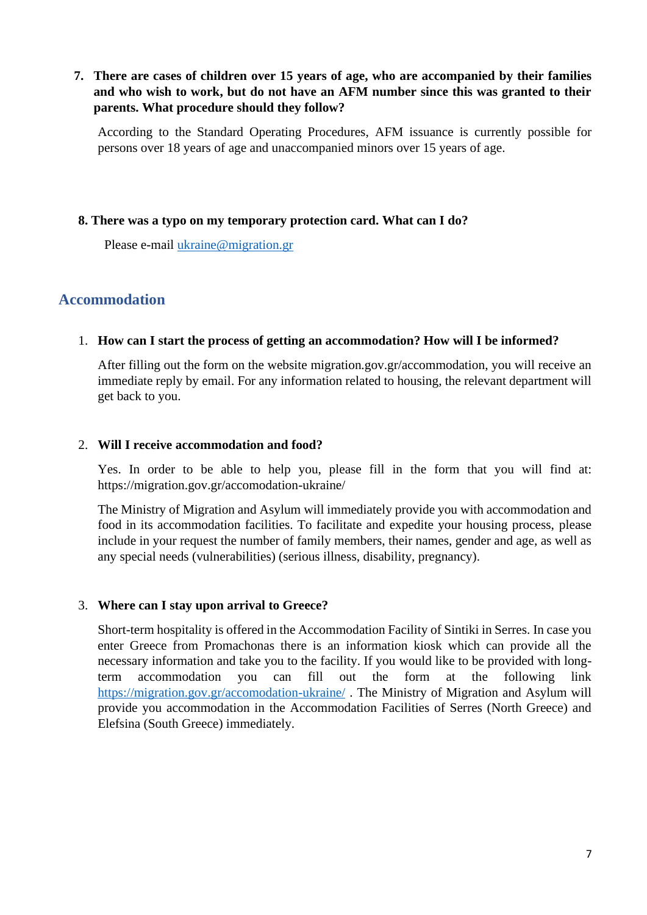7. **There are cases of children over 15 years of age, who are accompanied by their families and who wish to work, but do not have an AFM number since this was granted to their parents. What procedure should they follow?**

   According to the Standard Operating Procedures, AFM issuance is currently possible for persons over 18 years of age and unaccompanied minors over 15 years of age.

8. **There was a typo on my temporary protection card. What can I do?**

   Please e-mail ukraine@migration.gr

## Accommodation

1. **How can I start the process of getting an accommodation? How will I be informed?**

   After filling out the form on the website migration.gov.gr/accommodation, you will receive an immediate reply by email. For any information related to housing, the relevant department will get back to you.

2. **Will I receive accommodation and food?**

   Yes. In order to be able to help you, please fill in the form that you will find at: https://migration.gov.gr/accomodation-ukraine/

   The Ministry of Migration and Asylum will immediately provide you with accommodation and food in its accommodation facilities. To facilitate and expedite your housing process, please include in your request the number of family members, their names, gender and age, as well as any special needs (vulnerabilities) (serious illness, disability, pregnancy).

3. **Where can I stay upon arrival to Greece?**

   Short-term hospitality is offered in the Accommodation Facility of Sintiki in Serres. In case you enter Greece from Promachonas there is an information kiosk which can provide all the necessary information and take you to the facility. If you would like to be provided with long-term accommodation you can fill out the form at the following link https://migration.gov.gr/accomodation-ukraine/ . The Ministry of Migration and Asylum will provide you accommodation in the Accommodation Facilities of Serres (North Greece) and Elefsina (South Greece) immediately.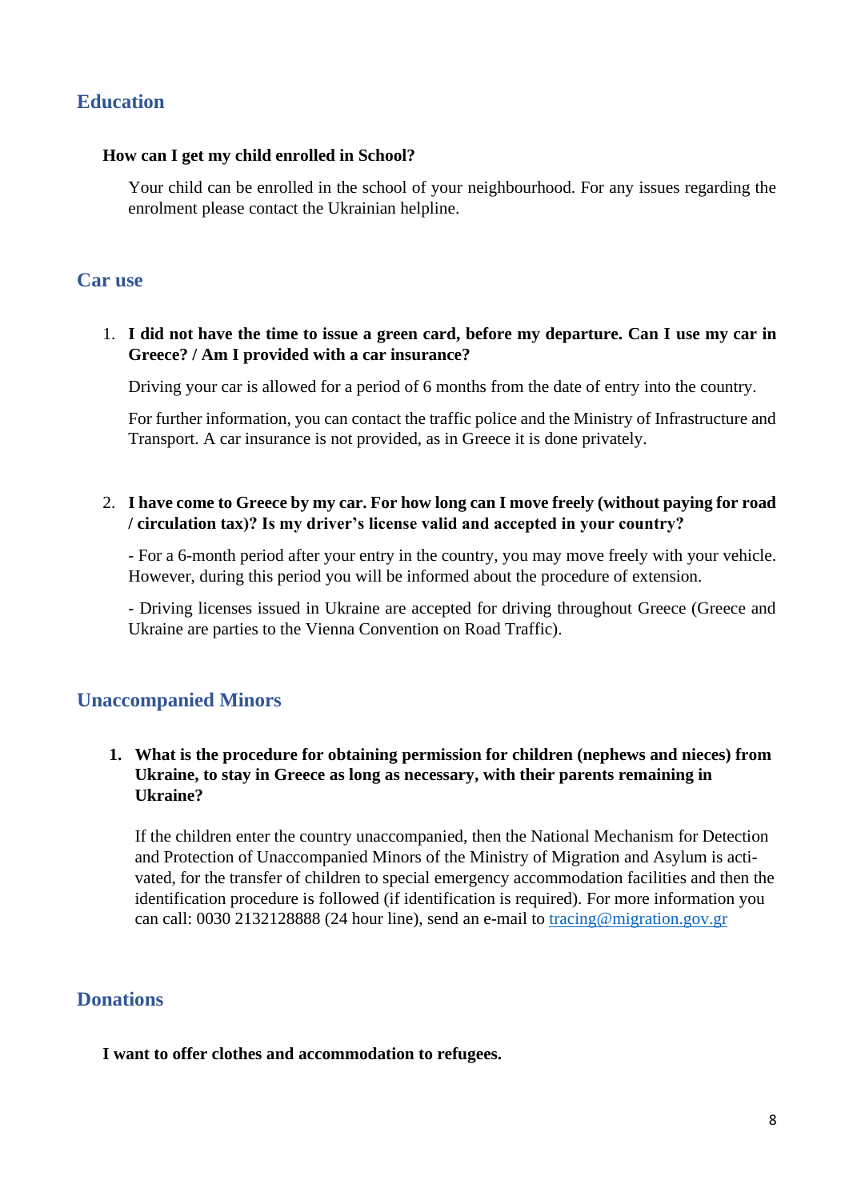## Education

**How can I get my child enrolled in School?**

Your child can be enrolled in the school of your neighbourhood. For any issues regarding the enrolment please contact the Ukrainian helpline.

## Car use

1. **I did not have the time to issue a green card, before my departure. Can I use my car in Greece? / Am I provided with a car insurance?**

   Driving your car is allowed for a period of 6 months from the date of entry into the country.

   For further information, you can contact the traffic police and the Ministry of Infrastructure and Transport. A car insurance is not provided, as in Greece it is done privately.

2. **I have come to Greece by my car. For how long can I move freely (without paying for road / circulation tax)? Is my driver's license valid and accepted in your country?**

   - For a 6-month period after your entry in the country, you may move freely with your vehicle. However, during this period you will be informed about the procedure of extension.

   - Driving licenses issued in Ukraine are accepted for driving throughout Greece (Greece and Ukraine are parties to the Vienna Convention on Road Traffic).

## Unaccompanied Minors

1. **What is the procedure for obtaining permission for children (nephews and nieces) from Ukraine, to stay in Greece as long as necessary, with their parents remaining in Ukraine?**

   If the children enter the country unaccompanied, then the National Mechanism for Detection and Protection of Unaccompanied Minors of the Ministry of Migration and Asylum is activated, for the transfer of children to special emergency accommodation facilities and then the identification procedure is followed (if identification is required). For more information you can call: 0030 2132128888 (24 hour line), send an e-mail to [tracing@migration.gov.gr](mailto:tracing@migration.gov.gr)

## Donations

**I want to offer clothes and accommodation to refugees.**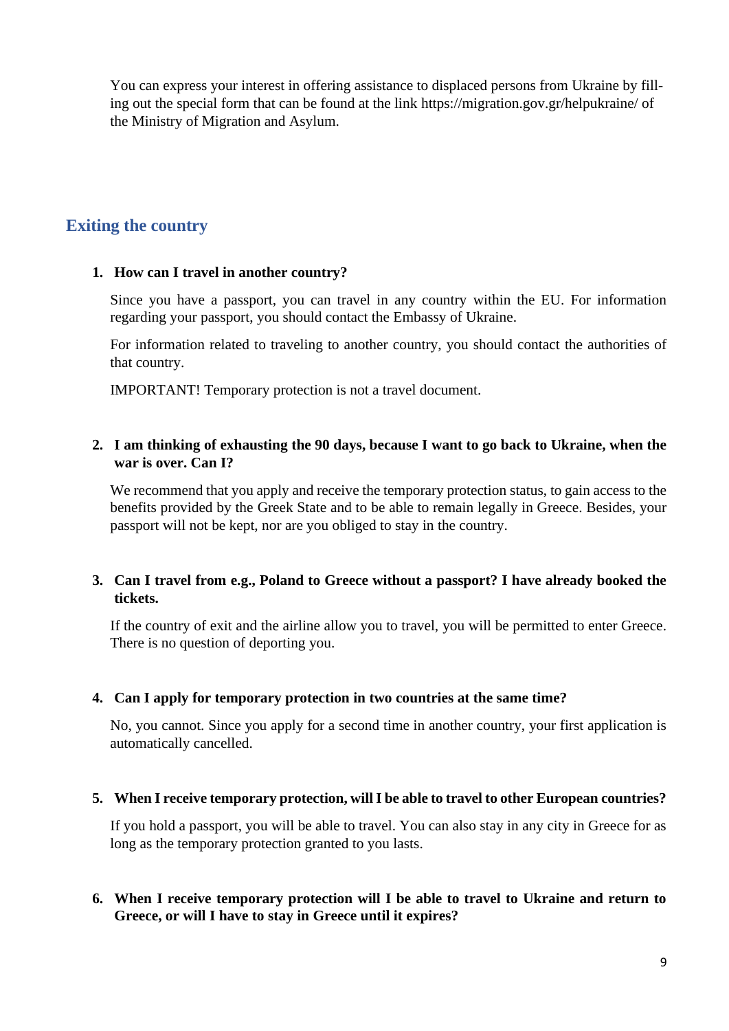You can express your interest in offering assistance to displaced persons from Ukraine by filling out the special form that can be found at the link https://migration.gov.gr/helpukraine/ of the Ministry of Migration and Asylum.

## Exiting the country

1. **How can I travel in another country?**

   Since you have a passport, you can travel in any country within the EU. For information regarding your passport, you should contact the Embassy of Ukraine.

   For information related to traveling to another country, you should contact the authorities of that country.

   IMPORTANT! Temporary protection is not a travel document.

2. **I am thinking of exhausting the 90 days, because I want to go back to Ukraine, when the war is over. Can I?**

   We recommend that you apply and receive the temporary protection status, to gain access to the benefits provided by the Greek State and to be able to remain legally in Greece. Besides, your passport will not be kept, nor are you obliged to stay in the country.

3. **Can I travel from e.g., Poland to Greece without a passport? I have already booked the tickets.**

   If the country of exit and the airline allow you to travel, you will be permitted to enter Greece. There is no question of deporting you.

4. **Can I apply for temporary protection in two countries at the same time?**

   No, you cannot. Since you apply for a second time in another country, your first application is automatically cancelled.

5. **When I receive temporary protection, will I be able to travel to other European countries?**

   If you hold a passport, you will be able to travel. You can also stay in any city in Greece for as long as the temporary protection granted to you lasts.

6. **When I receive temporary protection will I be able to travel to Ukraine and return to Greece, or will I have to stay in Greece until it expires?**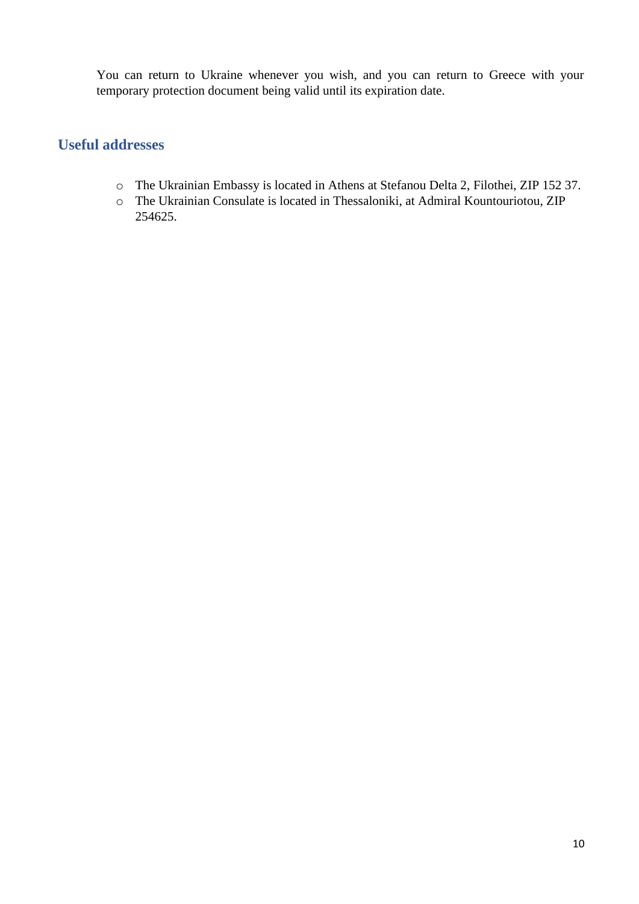You can return to Ukraine whenever you wish, and you can return to Greece with your temporary protection document being valid until its expiration date.

## Useful addresses

- The Ukrainian Embassy is located in Athens at Stefanou Delta 2, Filothei, ZIP 152 37.
- The Ukrainian Consulate is located in Thessaloniki, at Admiral Kountouriotou, ZIP 254625.